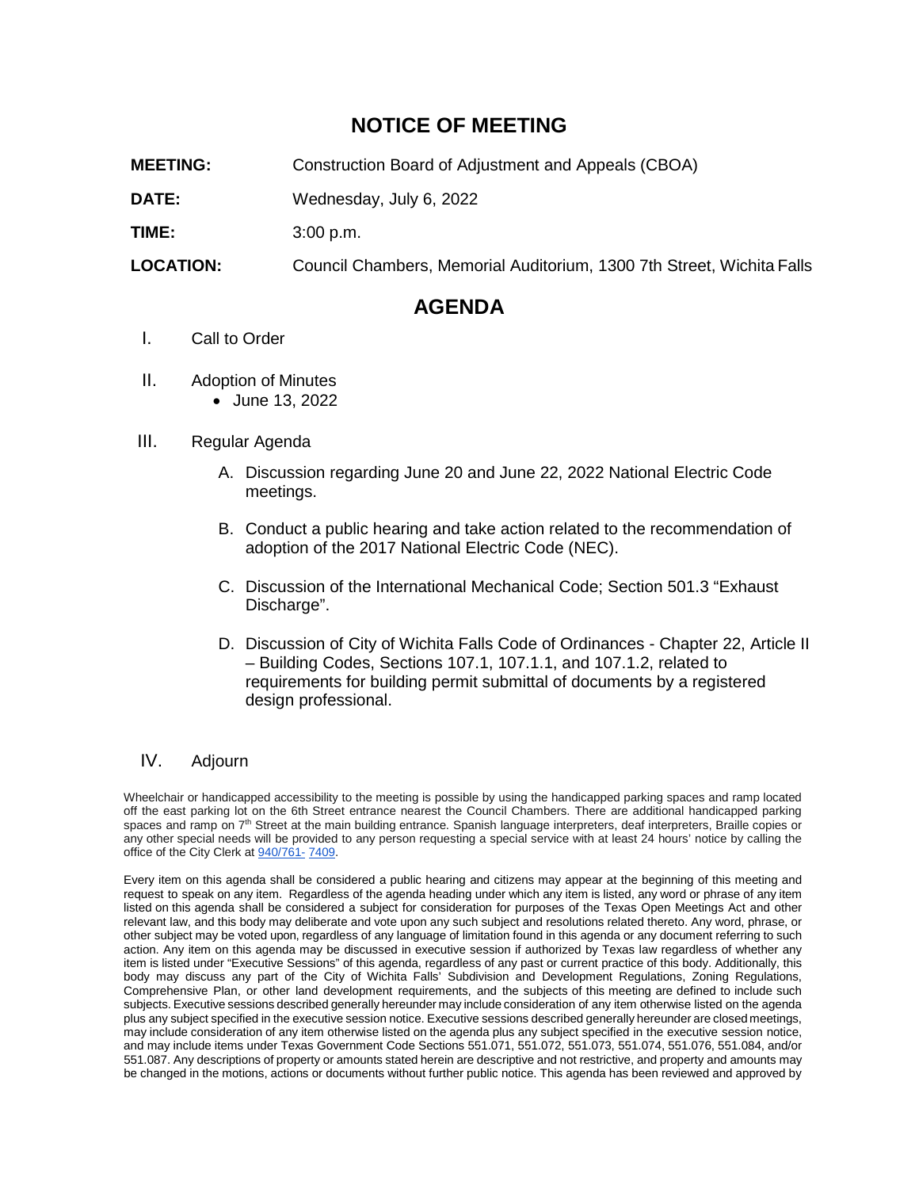# NOTICE OF MEETING

**MEETING:** Construction Board of Adjustment and Appeals (CBOA)

**DATE:** Wednesday, July 6, 2022

**TIME:** 3:00 p.m.

**LOCATION:** Council Chambers, Memorial Auditorium, 1300 7th Street, Wichita Falls

## AGENDA

I. Call to Order

II. Adoption of Minutes
- June 13, 2022

III. Regular Agenda

A. Discussion regarding June 20 and June 22, 2022 National Electric Code meetings.

B. Conduct a public hearing and take action related to the recommendation of adoption of the 2017 National Electric Code (NEC).

C. Discussion of the International Mechanical Code; Section 501.3 "Exhaust Discharge".

D. Discussion of City of Wichita Falls Code of Ordinances - Chapter 22, Article II – Building Codes, Sections 107.1, 107.1.1, and 107.1.2, related to requirements for building permit submittal of documents by a registered design professional.

IV. Adjourn

Wheelchair or handicapped accessibility to the meeting is possible by using the handicapped parking spaces and ramp located off the east parking lot on the 6th Street entrance nearest the Council Chambers. There are additional handicapped parking spaces and ramp on 7th Street at the main building entrance. Spanish language interpreters, deaf interpreters, Braille copies or any other special needs will be provided to any person requesting a special service with at least 24 hours' notice by calling the office of the City Clerk at 940/761- 7409.

Every item on this agenda shall be considered a public hearing and citizens may appear at the beginning of this meeting and request to speak on any item. Regardless of the agenda heading under which any item is listed, any word or phrase of any item listed on this agenda shall be considered a subject for consideration for purposes of the Texas Open Meetings Act and other relevant law, and this body may deliberate and vote upon any such subject and resolutions related thereto. Any word, phrase, or other subject may be voted upon, regardless of any language of limitation found in this agenda or any document referring to such action. Any item on this agenda may be discussed in executive session if authorized by Texas law regardless of whether any item is listed under "Executive Sessions" of this agenda, regardless of any past or current practice of this body. Additionally, this body may discuss any part of the City of Wichita Falls' Subdivision and Development Regulations, Zoning Regulations, Comprehensive Plan, or other land development requirements, and the subjects of this meeting are defined to include such subjects. Executive sessions described generally hereunder may include consideration of any item otherwise listed on the agenda plus any subject specified in the executive session notice. Executive sessions described generally hereunder are closed meetings, may include consideration of any item otherwise listed on the agenda plus any subject specified in the executive session notice, and may include items under Texas Government Code Sections 551.071, 551.072, 551.073, 551.074, 551.076, 551.084, and/or 551.087. Any descriptions of property or amounts stated herein are descriptive and not restrictive, and property and amounts may be changed in the motions, actions or documents without further public notice. This agenda has been reviewed and approved by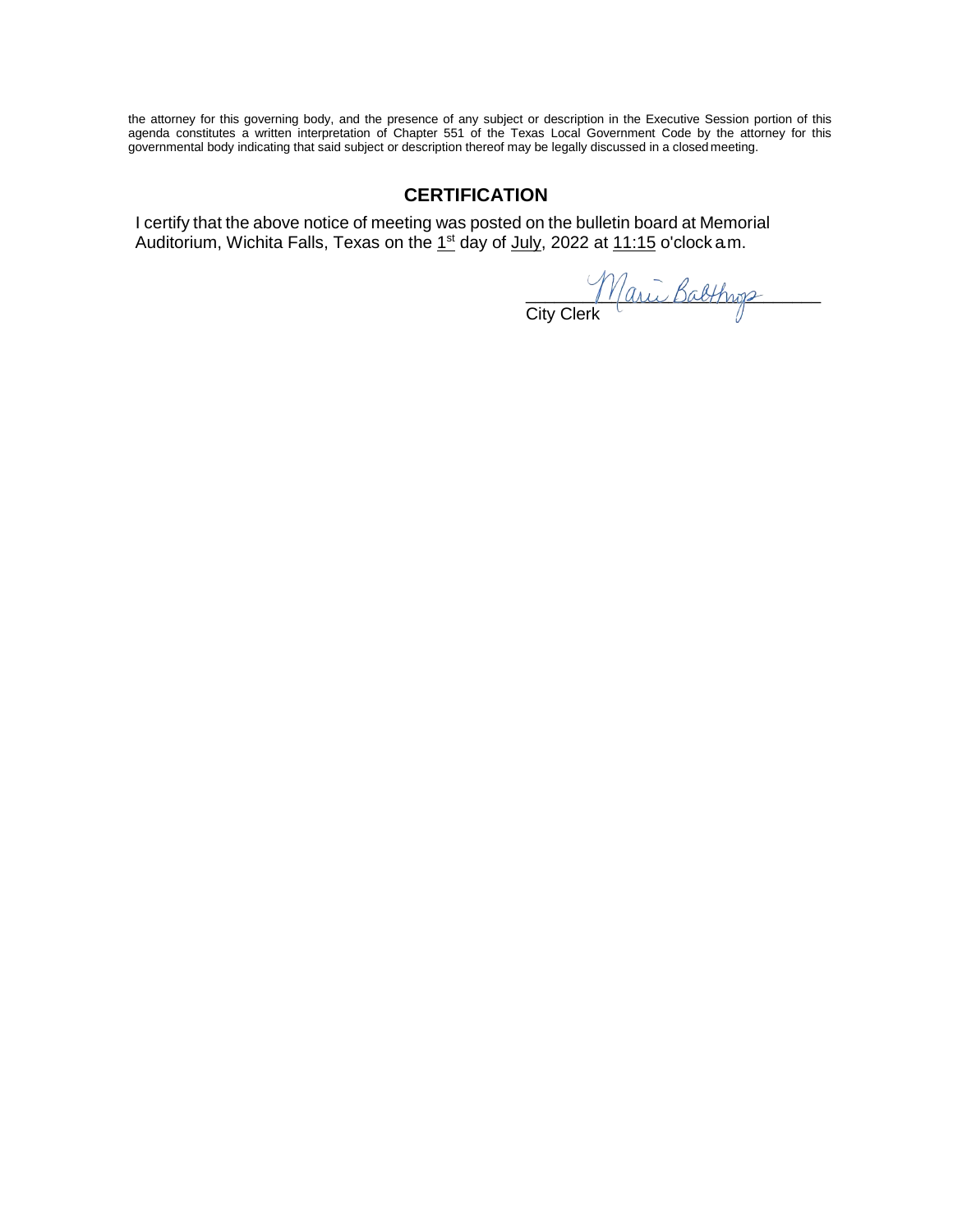the attorney for this governing body, and the presence of any subject or description in the Executive Session portion of this agenda constitutes a written interpretation of Chapter 551 of the Texas Local Government Code by the attorney for this governmental body indicating that said subject or description thereof may be legally discussed in a closed meeting.

## CERTIFICATION

I certify that the above notice of meeting was posted on the bulletin board at Memorial Auditorium, Wichita Falls, Texas on the 1st day of July, 2022 at 11:15 o'clock a.m.

Marie Balthrop

City Clerk